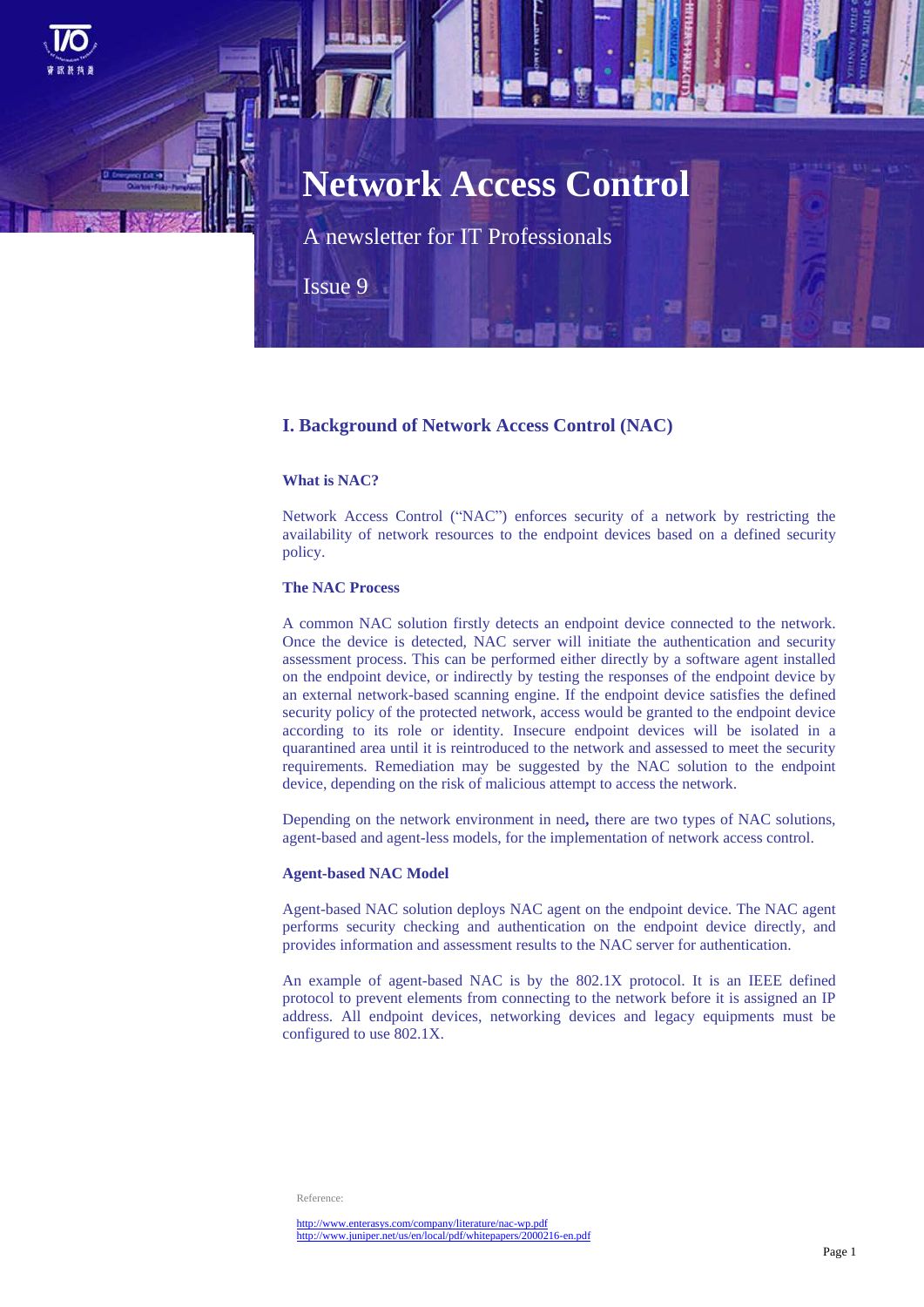# Network Access Control

A newsletter for IT Professionals

Issue 9

## I. Background of Network Access Control (NAC)

### What is NAC?

Network Access Control ("NAC") enforces security of a network by restricting the availability of network resources to the endpoint devices based on a defined security policy.

### The NAC Process

A common NAC solution firstly detects an endpoint device connected to the network. Once the device is detected, NAC server will initiate the authentication and security assessment process. This can be performed either directly by a software agent installed on the endpoint device, or indirectly by testing the responses of the endpoint device by an external network-based scanning engine. If the endpoint device satisfies the defined security policy of the protected network, access would be granted to the endpoint device according to its role or identity. Insecure endpoint devices will be isolated in a quarantined area until it is reintroduced to the network and assessed to meet the security requirements. Remediation may be suggested by the NAC solution to the endpoint device, depending on the risk of malicious attempt to access the network.

Depending on the network environment in need**,** there are two types of NAC solutions, agent-based and agent-less models, for the implementation of network access control.

### Agent-based NAC Model

Agent-based NAC solution deploys NAC agent on the endpoint device. The NAC agent performs security checking and authentication on the endpoint device directly, and provides information and assessment results to the NAC server for authentication.

An example of agent-based NAC is by the 802.1X protocol. It is an IEEE defined protocol to prevent elements from connecting to the network before it is assigned an IP address. All endpoint devices, networking devices and legacy equipments must be configured to use 802.1X.

Reference:

http://www.enterasys.com/company/literature/nac-wp.pdf
http://www.juniper.net/us/en/local/pdf/whitepapers/2000216-en.pdf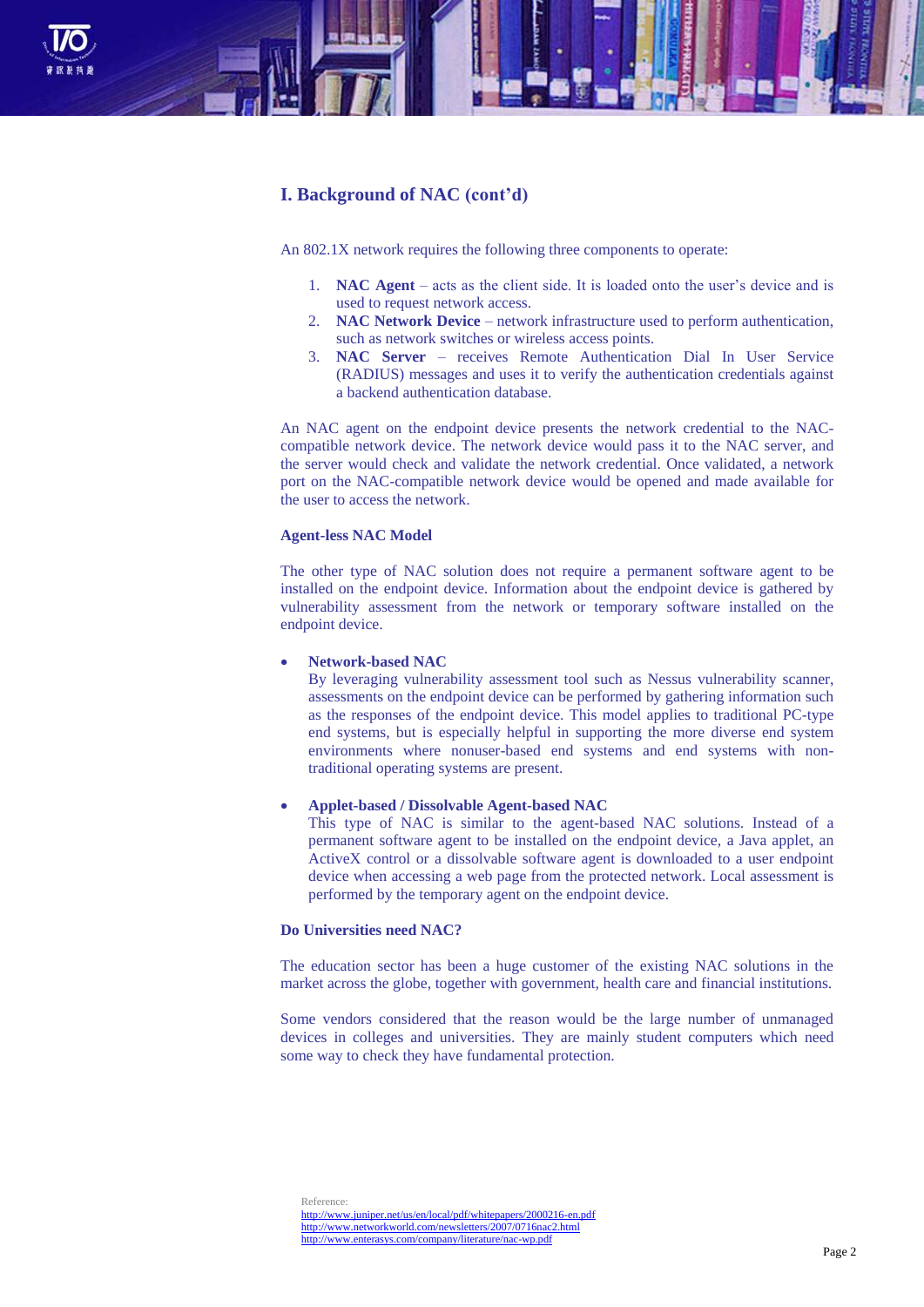## I. Background of NAC (cont'd)

An 802.1X network requires the following three components to operate:

1. **NAC Agent** – acts as the client side. It is loaded onto the user's device and is used to request network access.
2. **NAC Network Device** – network infrastructure used to perform authentication, such as network switches or wireless access points.
3. **NAC Server** – receives Remote Authentication Dial In User Service (RADIUS) messages and uses it to verify the authentication credentials against a backend authentication database.

An NAC agent on the endpoint device presents the network credential to the NAC-compatible network device. The network device would pass it to the NAC server, and the server would check and validate the network credential. Once validated, a network port on the NAC-compatible network device would be opened and made available for the user to access the network.

**Agent-less NAC Model**

The other type of NAC solution does not require a permanent software agent to be installed on the endpoint device. Information about the endpoint device is gathered by vulnerability assessment from the network or temporary software installed on the endpoint device.

- **Network-based NAC**
  By leveraging vulnerability assessment tool such as Nessus vulnerability scanner, assessments on the endpoint device can be performed by gathering information such as the responses of the endpoint device. This model applies to traditional PC-type end systems, but is especially helpful in supporting the more diverse end system environments where nonuser-based end systems and end systems with non-traditional operating systems are present.

- **Applet-based / Dissolvable Agent-based NAC**
  This type of NAC is similar to the agent-based NAC solutions. Instead of a permanent software agent to be installed on the endpoint device, a Java applet, an ActiveX control or a dissolvable software agent is downloaded to a user endpoint device when accessing a web page from the protected network. Local assessment is performed by the temporary agent on the endpoint device.

**Do Universities need NAC?**

The education sector has been a huge customer of the existing NAC solutions in the market across the globe, together with government, health care and financial institutions.

Some vendors considered that the reason would be the large number of unmanaged devices in colleges and universities. They are mainly student computers which need some way to check they have fundamental protection.

Reference:
http://www.juniper.net/us/en/local/pdf/whitepapers/2000216-en.pdf
http://www.networkworld.com/newsletters/2007/0716nac2.html
http://www.enterasys.com/company/literature/nac-wp.pdf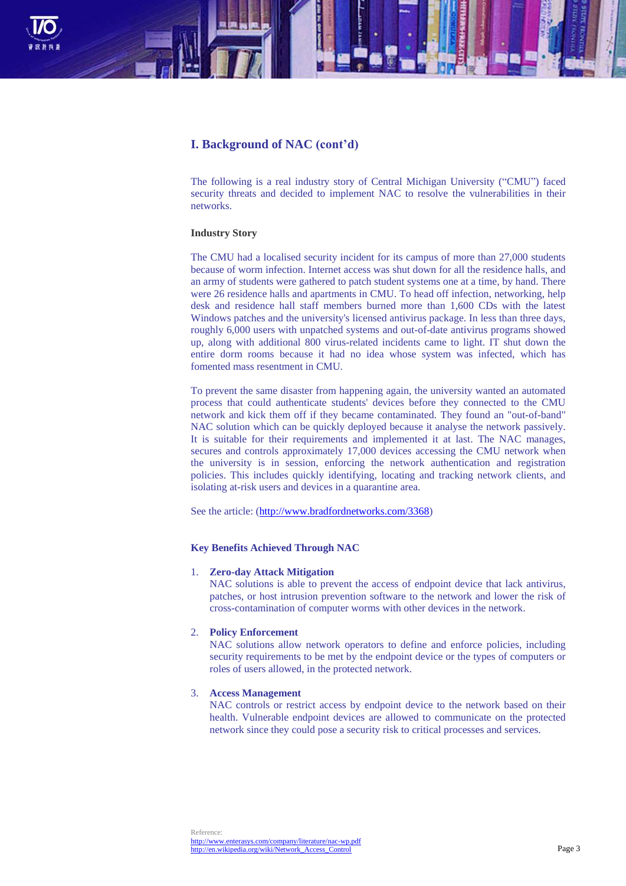## I. Background of NAC (cont'd)

The following is a real industry story of Central Michigan University ("CMU") faced security threats and decided to implement NAC to resolve the vulnerabilities in their networks.

**Industry Story**

The CMU had a localised security incident for its campus of more than 27,000 students because of worm infection. Internet access was shut down for all the residence halls, and an army of students were gathered to patch student systems one at a time, by hand. There were 26 residence halls and apartments in CMU. To head off infection, networking, help desk and residence hall staff members burned more than 1,600 CDs with the latest Windows patches and the university's licensed antivirus package. In less than three days, roughly 6,000 users with unpatched systems and out-of-date antivirus programs showed up, along with additional 800 virus-related incidents came to light. IT shut down the entire dorm rooms because it had no idea whose system was infected, which has fomented mass resentment in CMU.

To prevent the same disaster from happening again, the university wanted an automated process that could authenticate students' devices before they connected to the CMU network and kick them off if they became contaminated. They found an "out-of-band" NAC solution which can be quickly deployed because it analyse the network passively. It is suitable for their requirements and implemented it at last. The NAC manages, secures and controls approximately 17,000 devices accessing the CMU network when the university is in session, enforcing the network authentication and registration policies. This includes quickly identifying, locating and tracking network clients, and isolating at-risk users and devices in a quarantine area.

See the article: (http://www.bradfordnetworks.com/3368)

**Key Benefits Achieved Through NAC**

1. **Zero-day Attack Mitigation**
   NAC solutions is able to prevent the access of endpoint device that lack antivirus, patches, or host intrusion prevention software to the network and lower the risk of cross-contamination of computer worms with other devices in the network.

2. **Policy Enforcement**
   NAC solutions allow network operators to define and enforce policies, including security requirements to be met by the endpoint device or the types of computers or roles of users allowed, in the protected network.

3. **Access Management**
   NAC controls or restrict access by endpoint device to the network based on their health. Vulnerable endpoint devices are allowed to communicate on the protected network since they could pose a security risk to critical processes and services.

Reference:
http://www.enterasys.com/company/literature/nac-wp.pdf
http://en.wikipedia.org/wiki/Network_Access_Control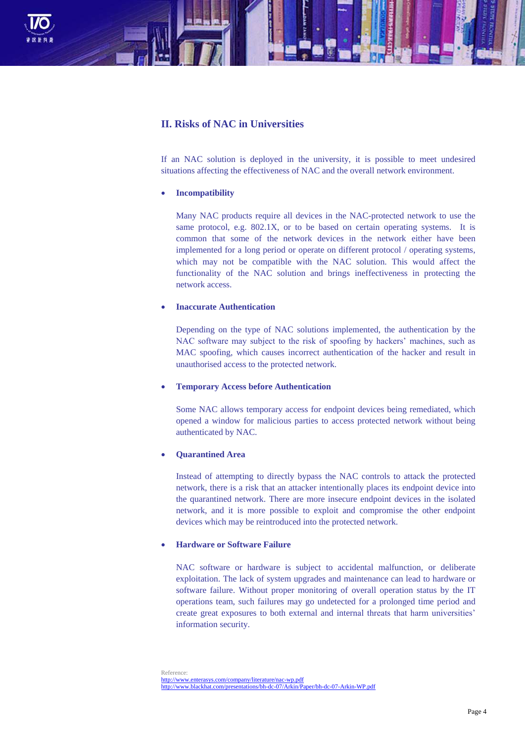## II. Risks of NAC in Universities

If an NAC solution is deployed in the university, it is possible to meet undesired situations affecting the effectiveness of NAC and the overall network environment.

- **Incompatibility**

  Many NAC products require all devices in the NAC-protected network to use the same protocol, e.g. 802.1X, or to be based on certain operating systems. It is common that some of the network devices in the network either have been implemented for a long period or operate on different protocol / operating systems, which may not be compatible with the NAC solution. This would affect the functionality of the NAC solution and brings ineffectiveness in protecting the network access.

- **Inaccurate Authentication**

  Depending on the type of NAC solutions implemented, the authentication by the NAC software may subject to the risk of spoofing by hackers' machines, such as MAC spoofing, which causes incorrect authentication of the hacker and result in unauthorised access to the protected network.

- **Temporary Access before Authentication**

  Some NAC allows temporary access for endpoint devices being remediated, which opened a window for malicious parties to access protected network without being authenticated by NAC.

- **Quarantined Area**

  Instead of attempting to directly bypass the NAC controls to attack the protected network, there is a risk that an attacker intentionally places its endpoint device into the quarantined network. There are more insecure endpoint devices in the isolated network, and it is more possible to exploit and compromise the other endpoint devices which may be reintroduced into the protected network.

- **Hardware or Software Failure**

  NAC software or hardware is subject to accidental malfunction, or deliberate exploitation. The lack of system upgrades and maintenance can lead to hardware or software failure. Without proper monitoring of overall operation status by the IT operations team, such failures may go undetected for a prolonged time period and create great exposures to both external and internal threats that harm universities' information security.

Reference:
http://www.enterasys.com/company/literature/nac-wp.pdf
http://www.blackhat.com/presentations/bh-dc-07/Arkin/Paper/bh-dc-07-Arkin-WP.pdf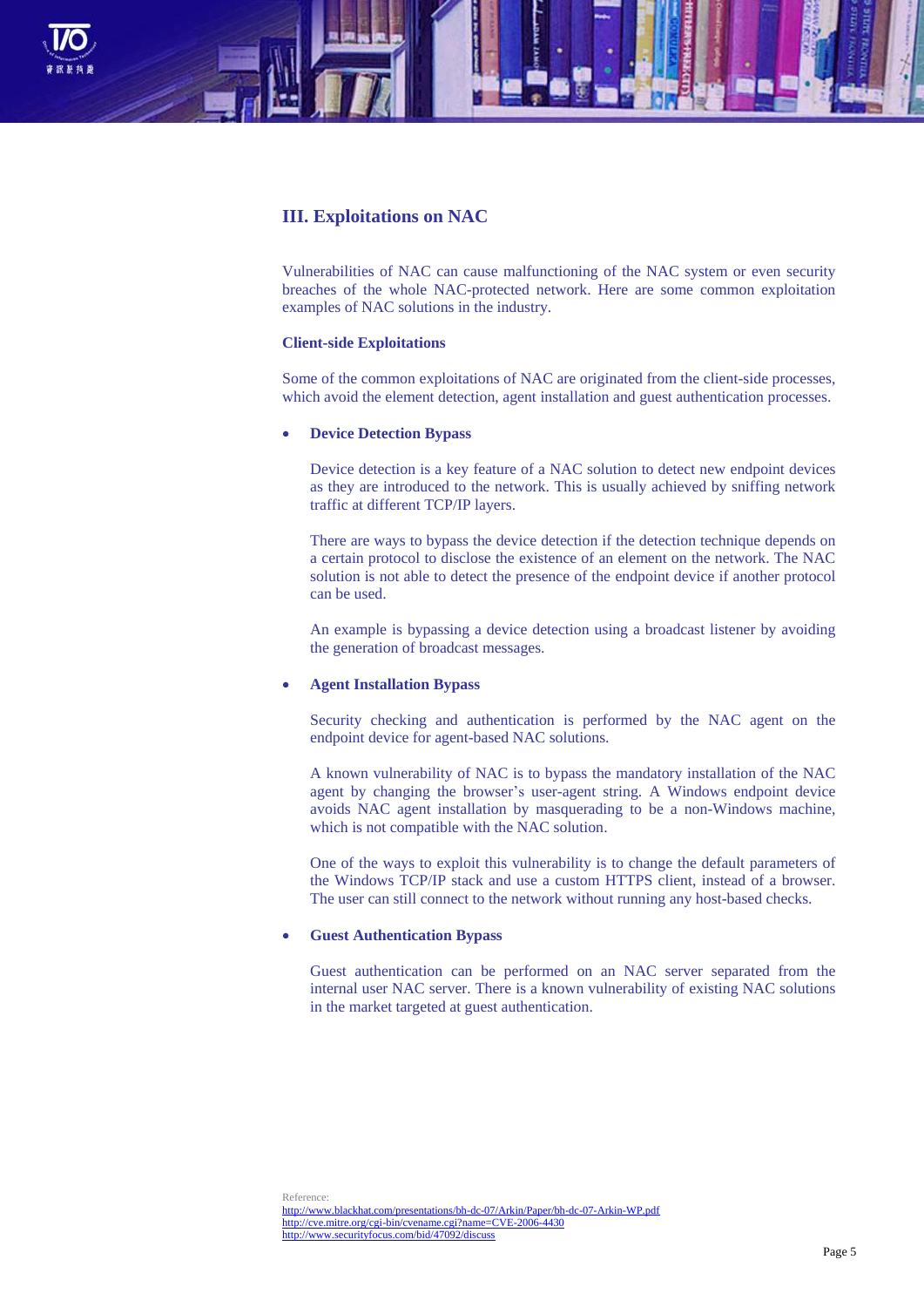## III. Exploitations on NAC

Vulnerabilities of NAC can cause malfunctioning of the NAC system or even security breaches of the whole NAC-protected network. Here are some common exploitation examples of NAC solutions in the industry.

### Client-side Exploitations

Some of the common exploitations of NAC are originated from the client-side processes, which avoid the element detection, agent installation and guest authentication processes.

- **Device Detection Bypass**

  Device detection is a key feature of a NAC solution to detect new endpoint devices as they are introduced to the network. This is usually achieved by sniffing network traffic at different TCP/IP layers.

  There are ways to bypass the device detection if the detection technique depends on a certain protocol to disclose the existence of an element on the network. The NAC solution is not able to detect the presence of the endpoint device if another protocol can be used.

  An example is bypassing a device detection using a broadcast listener by avoiding the generation of broadcast messages.

- **Agent Installation Bypass**

  Security checking and authentication is performed by the NAC agent on the endpoint device for agent-based NAC solutions.

  A known vulnerability of NAC is to bypass the mandatory installation of the NAC agent by changing the browser's user-agent string. A Windows endpoint device avoids NAC agent installation by masquerading to be a non-Windows machine, which is not compatible with the NAC solution.

  One of the ways to exploit this vulnerability is to change the default parameters of the Windows TCP/IP stack and use a custom HTTPS client, instead of a browser. The user can still connect to the network without running any host-based checks.

- **Guest Authentication Bypass**

  Guest authentication can be performed on an NAC server separated from the internal user NAC server. There is a known vulnerability of existing NAC solutions in the market targeted at guest authentication.

Reference:
http://www.blackhat.com/presentations/bh-dc-07/Arkin/Paper/bh-dc-07-Arkin-WP.pdf
http://cve.mitre.org/cgi-bin/cvename.cgi?name=CVE-2006-4430
http://www.securityfocus.com/bid/47092/discuss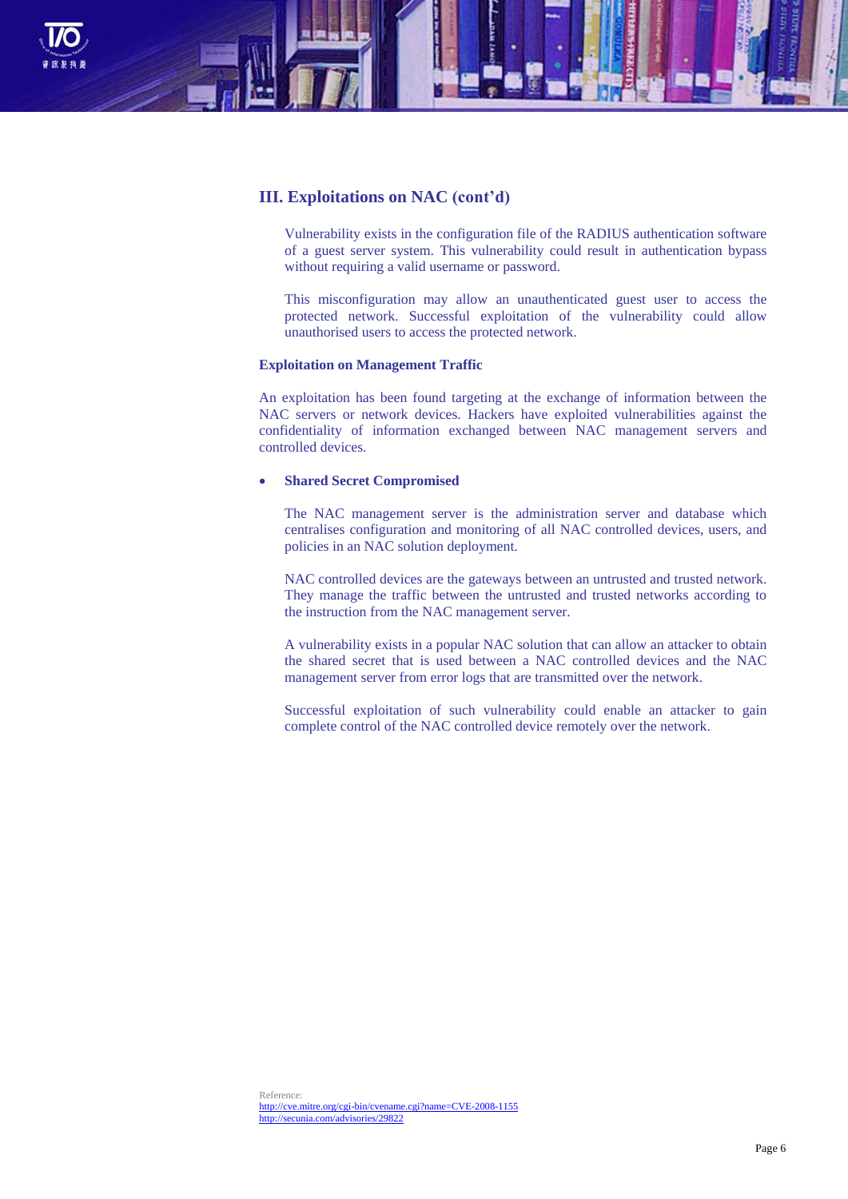## III. Exploitations on NAC (cont'd)

Vulnerability exists in the configuration file of the RADIUS authentication software of a guest server system. This vulnerability could result in authentication bypass without requiring a valid username or password.

This misconfiguration may allow an unauthenticated guest user to access the protected network. Successful exploitation of the vulnerability could allow unauthorised users to access the protected network.

### Exploitation on Management Traffic

An exploitation has been found targeting at the exchange of information between the NAC servers or network devices. Hackers have exploited vulnerabilities against the confidentiality of information exchanged between NAC management servers and controlled devices.

- **Shared Secret Compromised**

  The NAC management server is the administration server and database which centralises configuration and monitoring of all NAC controlled devices, users, and policies in an NAC solution deployment.

  NAC controlled devices are the gateways between an untrusted and trusted network. They manage the traffic between the untrusted and trusted networks according to the instruction from the NAC management server.

  A vulnerability exists in a popular NAC solution that can allow an attacker to obtain the shared secret that is used between a NAC controlled devices and the NAC management server from error logs that are transmitted over the network.

  Successful exploitation of such vulnerability could enable an attacker to gain complete control of the NAC controlled device remotely over the network.

Reference:
http://cve.mitre.org/cgi-bin/cvename.cgi?name=CVE-2008-1155
http://secunia.com/advisories/29822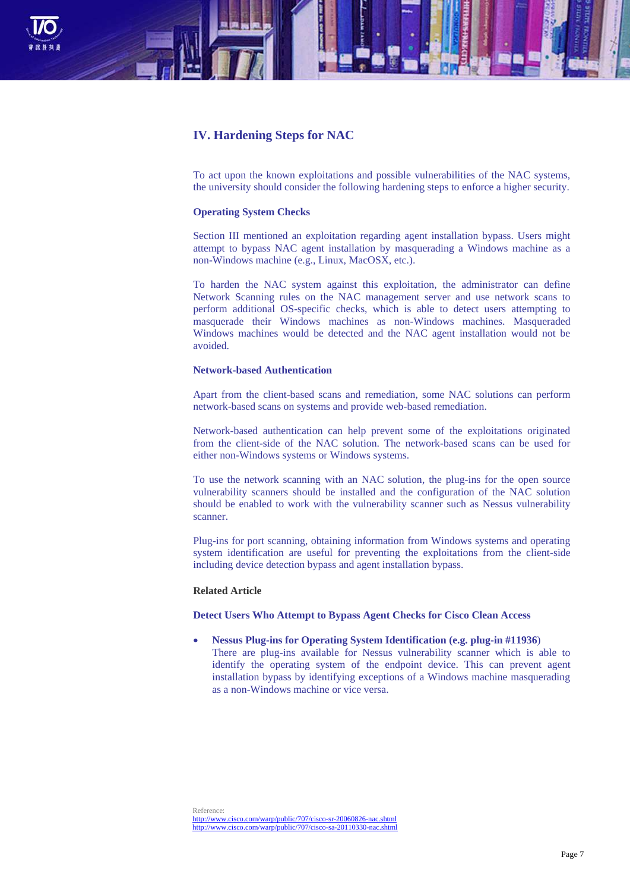## IV. Hardening Steps for NAC

To act upon the known exploitations and possible vulnerabilities of the NAC systems, the university should consider the following hardening steps to enforce a higher security.

### Operating System Checks

Section III mentioned an exploitation regarding agent installation bypass. Users might attempt to bypass NAC agent installation by masquerading a Windows machine as a non-Windows machine (e.g., Linux, MacOSX, etc.).

To harden the NAC system against this exploitation, the administrator can define Network Scanning rules on the NAC management server and use network scans to perform additional OS-specific checks, which is able to detect users attempting to masquerade their Windows machines as non-Windows machines. Masqueraded Windows machines would be detected and the NAC agent installation would not be avoided.

### Network-based Authentication

Apart from the client-based scans and remediation, some NAC solutions can perform network-based scans on systems and provide web-based remediation.

Network-based authentication can help prevent some of the exploitations originated from the client-side of the NAC solution. The network-based scans can be used for either non-Windows systems or Windows systems.

To use the network scanning with an NAC solution, the plug-ins for the open source vulnerability scanners should be installed and the configuration of the NAC solution should be enabled to work with the vulnerability scanner such as Nessus vulnerability scanner.

Plug-ins for port scanning, obtaining information from Windows systems and operating system identification are useful for preventing the exploitations from the client-side including device detection bypass and agent installation bypass.

**Related Article**

**Detect Users Who Attempt to Bypass Agent Checks for Cisco Clean Access**

- **Nessus Plug-ins for Operating System Identification (e.g. plug-in #11936**)
  There are plug-ins available for Nessus vulnerability scanner which is able to identify the operating system of the endpoint device. This can prevent agent installation bypass by identifying exceptions of a Windows machine masquerading as a non-Windows machine or vice versa.

Reference:
http://www.cisco.com/warp/public/707/cisco-sr-20060826-nac.shtml
http://www.cisco.com/warp/public/707/cisco-sa-20110330-nac.shtml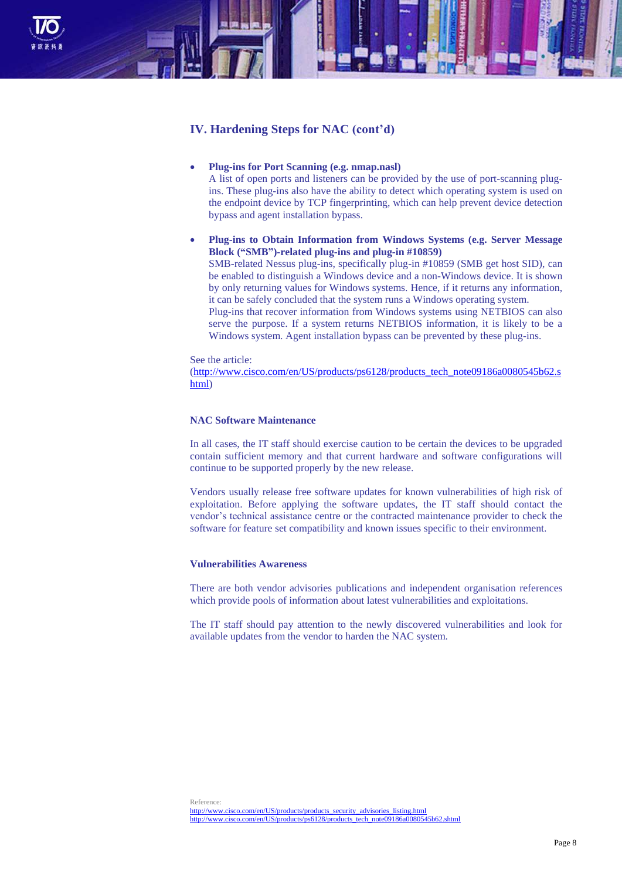## IV. Hardening Steps for NAC (cont'd)

- **Plug-ins for Port Scanning (e.g. nmap.nasl)**
  A list of open ports and listeners can be provided by the use of port-scanning plug-ins. These plug-ins also have the ability to detect which operating system is used on the endpoint device by TCP fingerprinting, which can help prevent device detection bypass and agent installation bypass.

- **Plug-ins to Obtain Information from Windows Systems (e.g. Server Message Block ("SMB")-related plug-ins and plug-in #10859)**
  SMB-related Nessus plug-ins, specifically plug-in #10859 (SMB get host SID), can be enabled to distinguish a Windows device and a non-Windows device. It is shown by only returning values for Windows systems. Hence, if it returns any information, it can be safely concluded that the system runs a Windows operating system.
  Plug-ins that recover information from Windows systems using NETBIOS can also serve the purpose. If a system returns NETBIOS information, it is likely to be a Windows system. Agent installation bypass can be prevented by these plug-ins.

See the article:
(http://www.cisco.com/en/US/products/ps6128/products_tech_note09186a0080545b62.shtml)

### NAC Software Maintenance

In all cases, the IT staff should exercise caution to be certain the devices to be upgraded contain sufficient memory and that current hardware and software configurations will continue to be supported properly by the new release.

Vendors usually release free software updates for known vulnerabilities of high risk of exploitation. Before applying the software updates, the IT staff should contact the vendor's technical assistance centre or the contracted maintenance provider to check the software for feature set compatibility and known issues specific to their environment.

### Vulnerabilities Awareness

There are both vendor advisories publications and independent organisation references which provide pools of information about latest vulnerabilities and exploitations.

The IT staff should pay attention to the newly discovered vulnerabilities and look for available updates from the vendor to harden the NAC system.

Reference:
http://www.cisco.com/en/US/products/products_security_advisories_listing.html
http://www.cisco.com/en/US/products/ps6128/products_tech_note09186a0080545b62.shtml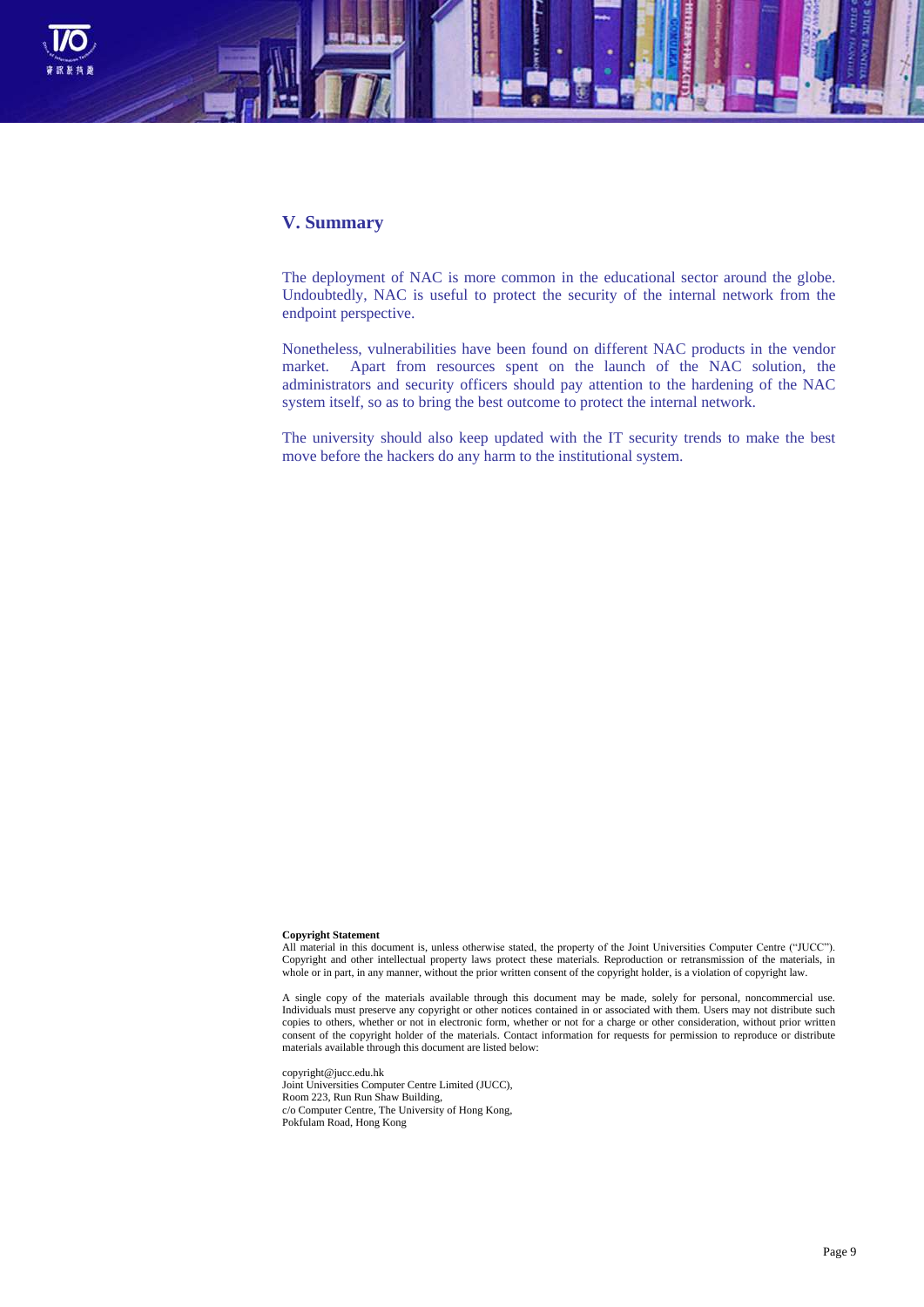## V. Summary

The deployment of NAC is more common in the educational sector around the globe. Undoubtedly, NAC is useful to protect the security of the internal network from the endpoint perspective.

Nonetheless, vulnerabilities have been found on different NAC products in the vendor market. Apart from resources spent on the launch of the NAC solution, the administrators and security officers should pay attention to the hardening of the NAC system itself, so as to bring the best outcome to protect the internal network.

The university should also keep updated with the IT security trends to make the best move before the hackers do any harm to the institutional system.

**Copyright Statement**

All material in this document is, unless otherwise stated, the property of the Joint Universities Computer Centre ("JUCC"). Copyright and other intellectual property laws protect these materials. Reproduction or retransmission of the materials, in whole or in part, in any manner, without the prior written consent of the copyright holder, is a violation of copyright law.

A single copy of the materials available through this document may be made, solely for personal, noncommercial use. Individuals must preserve any copyright or other notices contained in or associated with them. Users may not distribute such copies to others, whether or not in electronic form, whether or not for a charge or other consideration, without prior written consent of the copyright holder of the materials. Contact information for requests for permission to reproduce or distribute materials available through this document are listed below:

copyright@jucc.edu.hk
Joint Universities Computer Centre Limited (JUCC),
Room 223, Run Run Shaw Building,
c/o Computer Centre, The University of Hong Kong,
Pokfulam Road, Hong Kong